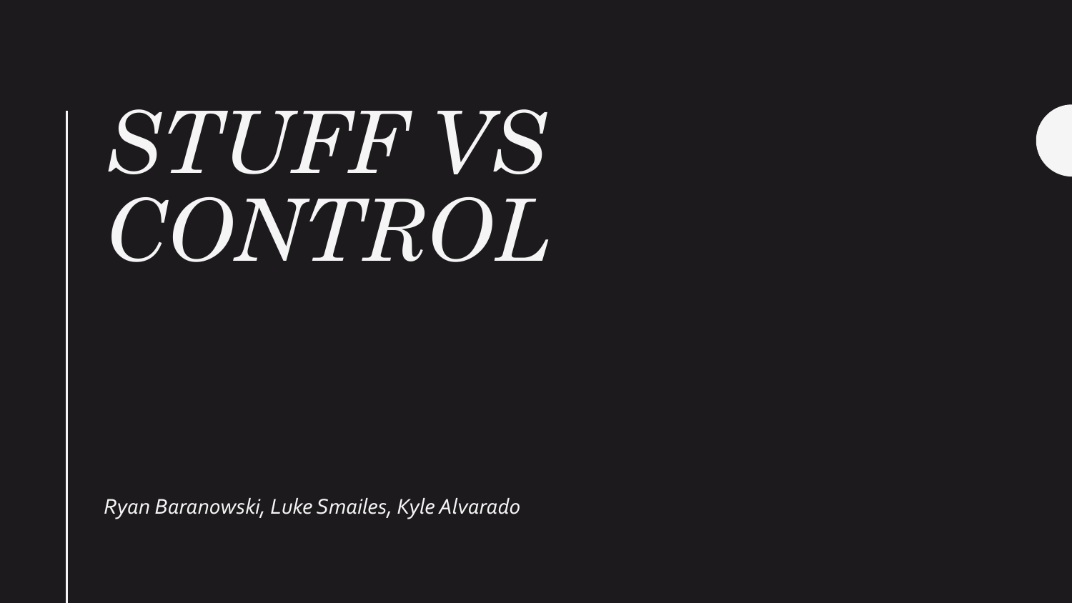# *STUFF VS CONTROL*

*Ryan Baranowski, Luke Smailes, Kyle Alvarado*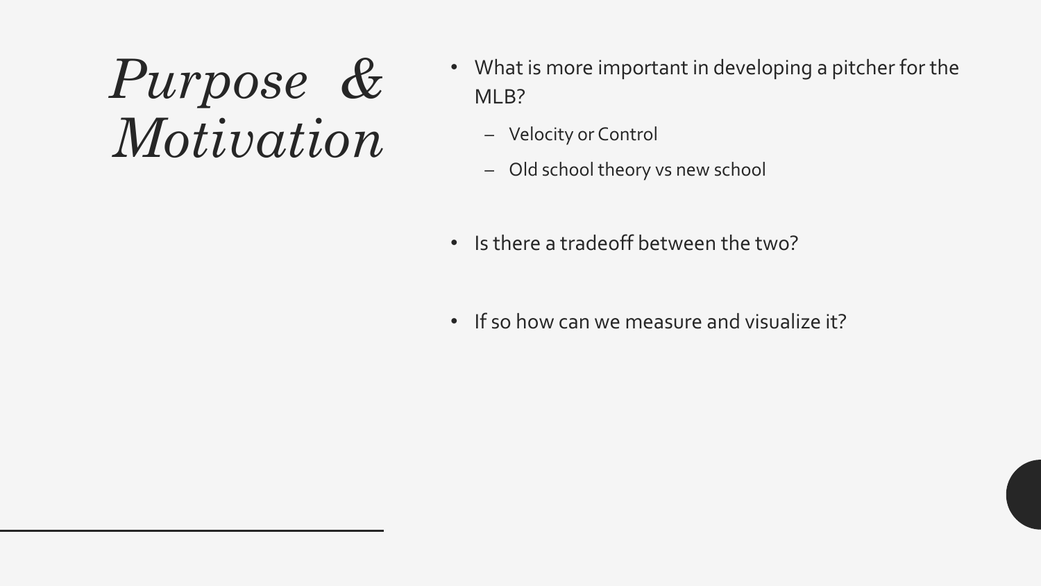# *Purpose & Motivation*

- What is more important in developing a pitcher for the MLB?
  - Velocity or Control
  - Old school theory vs new school
- Is there a tradeoff between the two?
- If so how can we measure and visualize it?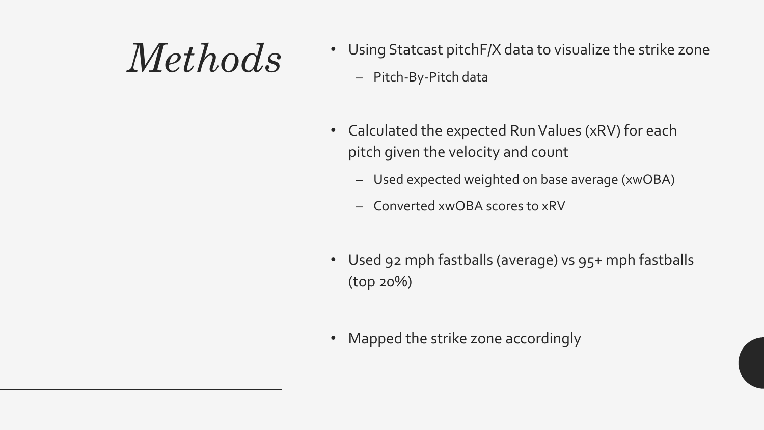# *Methods*

- Using Statcast pitchF/X data to visualize the strike zone
  - Pitch-By-Pitch data
- Calculated the expected Run Values (xRV) for each pitch given the velocity and count
  - Used expected weighted on base average (xwOBA)
  - Converted xwOBA scores to xRV
- Used 92 mph fastballs (average) vs 95+ mph fastballs (top 20%)
- Mapped the strike zone accordingly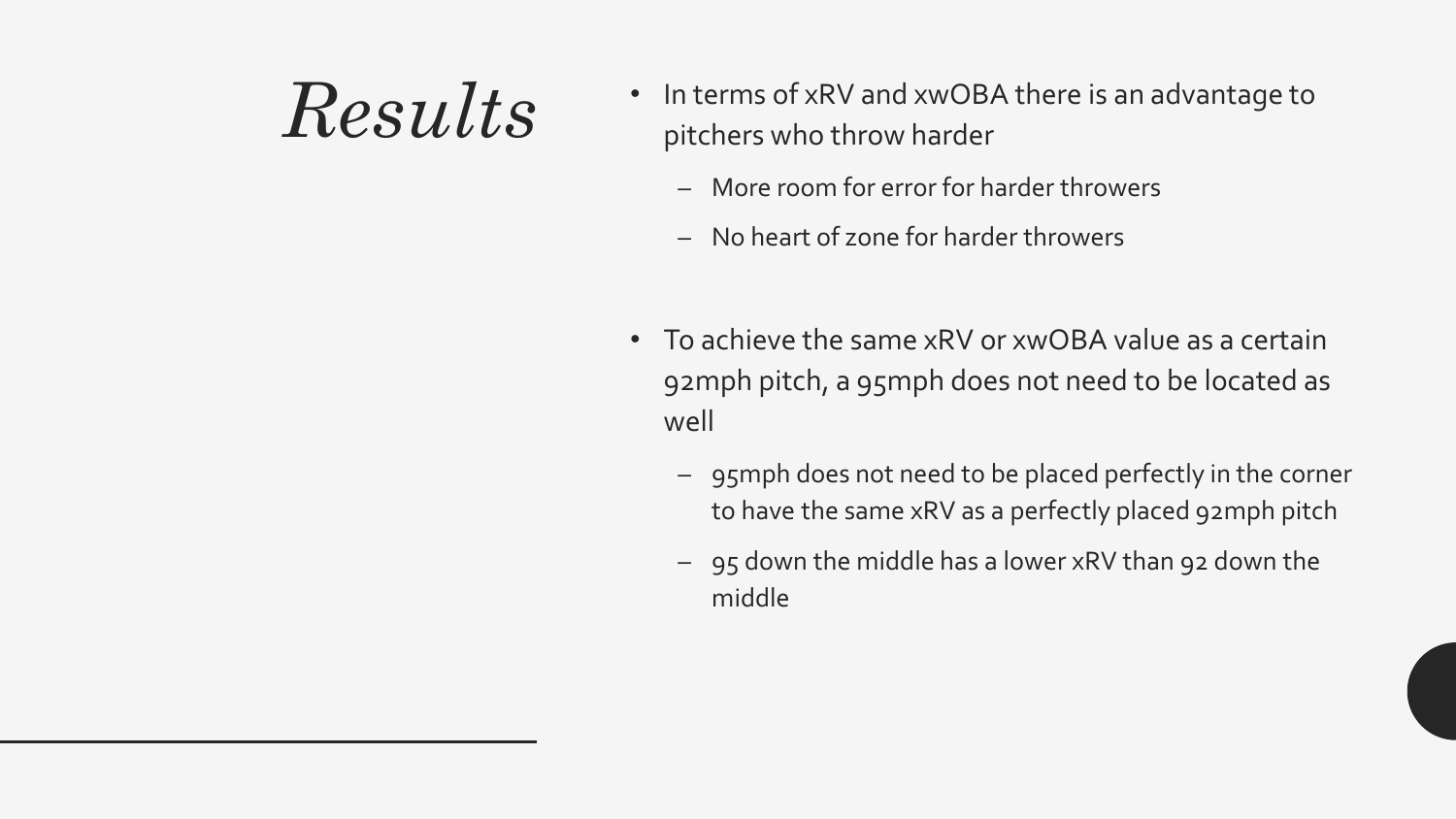# *Results*

- In terms of xRV and xwOBA there is an advantage to pitchers who throw harder
  - More room for error for harder throwers
  - No heart of zone for harder throwers
- To achieve the same xRV or xwOBA value as a certain 92mph pitch, a 95mph does not need to be located as well
  - 95mph does not need to be placed perfectly in the corner to have the same xRV as a perfectly placed 92mph pitch
  - 95 down the middle has a lower xRV than 92 down the middle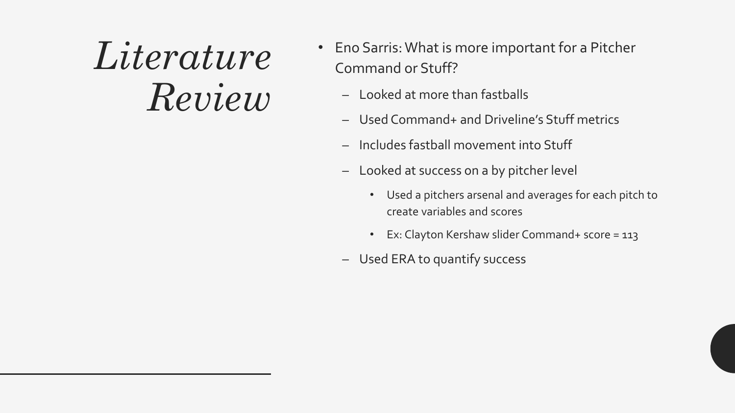# *Literature Review*

- Eno Sarris: What is more important for a Pitcher Command or Stuff?
  - Looked at more than fastballs
  - Used Command+ and Driveline's Stuff metrics
  - Includes fastball movement into Stuff
  - Looked at success on a by pitcher level
    - Used a pitchers arsenal and averages for each pitch to create variables and scores
    - Ex: Clayton Kershaw slider Command+ score = 113
  - Used ERA to quantify success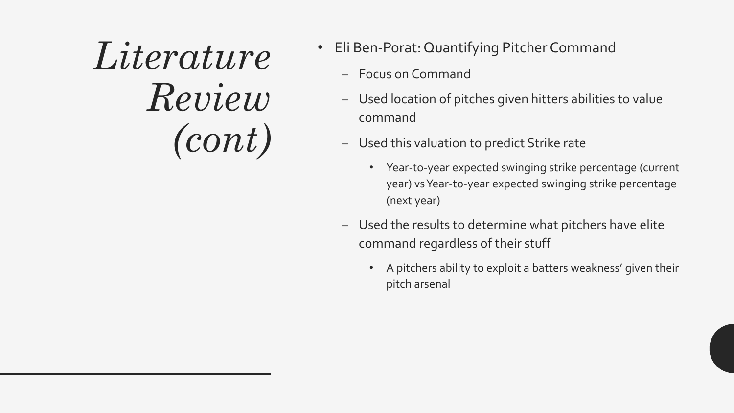# *Literature Review (cont)*

- Eli Ben-Porat: Quantifying Pitcher Command
  - Focus on Command
  - Used location of pitches given hitters abilities to value command
  - Used this valuation to predict Strike rate
    - Year-to-year expected swinging strike percentage (current year) vs Year-to-year expected swinging strike percentage (next year)
  - Used the results to determine what pitchers have elite command regardless of their stuff
    - A pitchers ability to exploit a batters weakness' given their pitch arsenal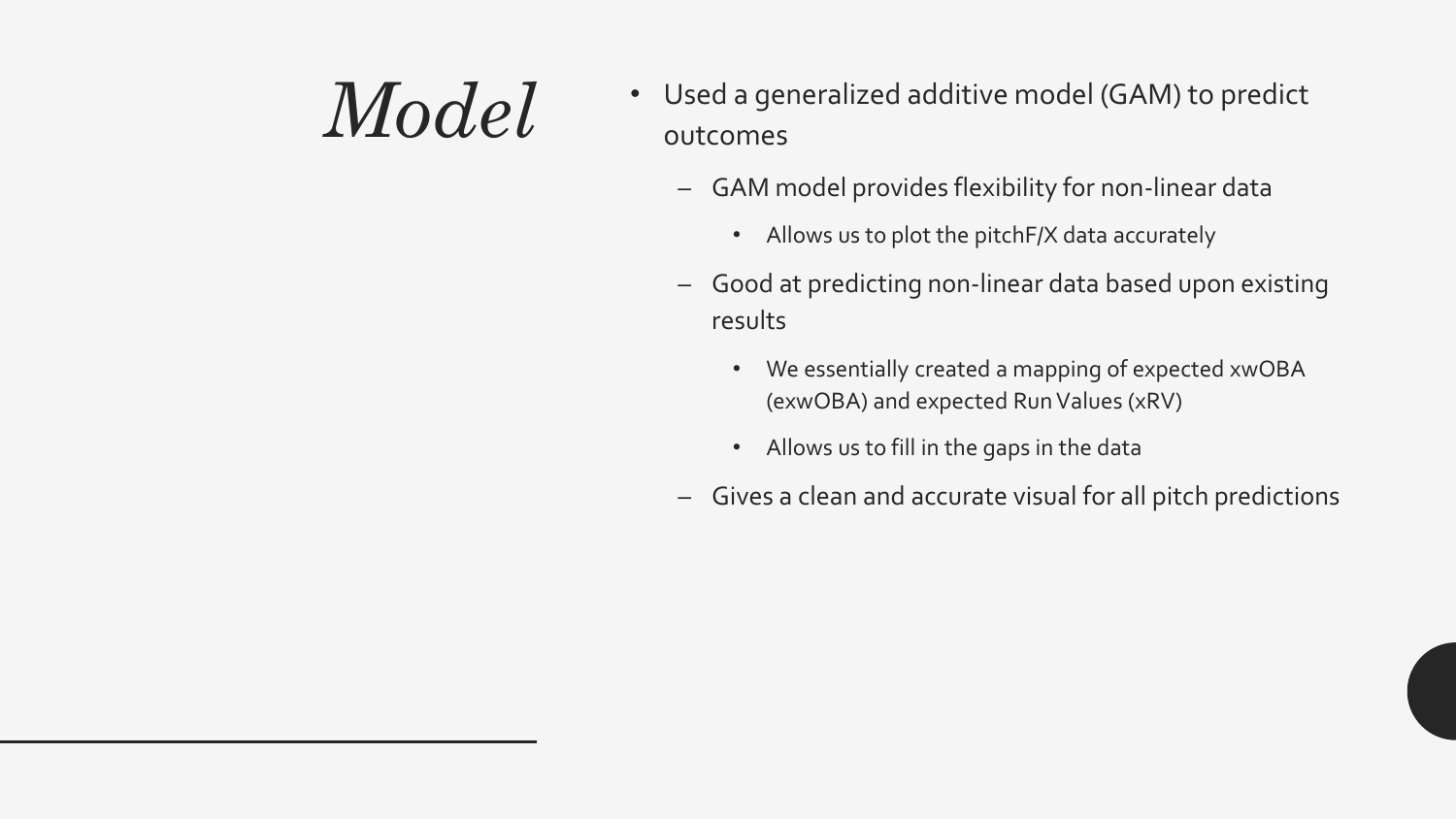# *Model*

- Used a generalized additive model (GAM) to predict outcomes
  - GAM model provides flexibility for non-linear data
    - Allows us to plot the pitchF/X data accurately
  - Good at predicting non-linear data based upon existing results
    - We essentially created a mapping of expected xwOBA (exwOBA) and expected Run Values (xRV)
    - Allows us to fill in the gaps in the data
  - Gives a clean and accurate visual for all pitch predictions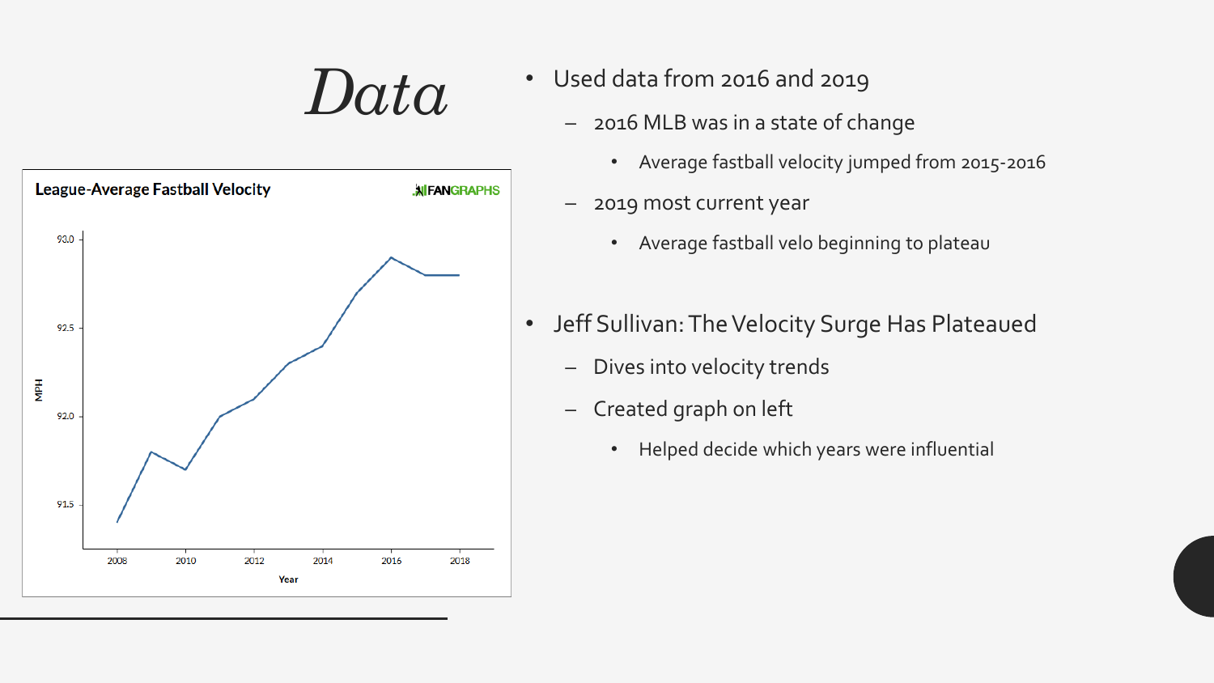# *Data*

- Used data from 2016 and 2019
  - 2016 MLB was in a state of change
    - Average fastball velocity jumped from 2015-2016
  - 2019 most current year
    - Average fastball velo beginning to plateau

- Jeff Sullivan: The Velocity Surge Has Plateaued
  - Dives into velocity trends
  - Created graph on left
    - Helped decide which years were influential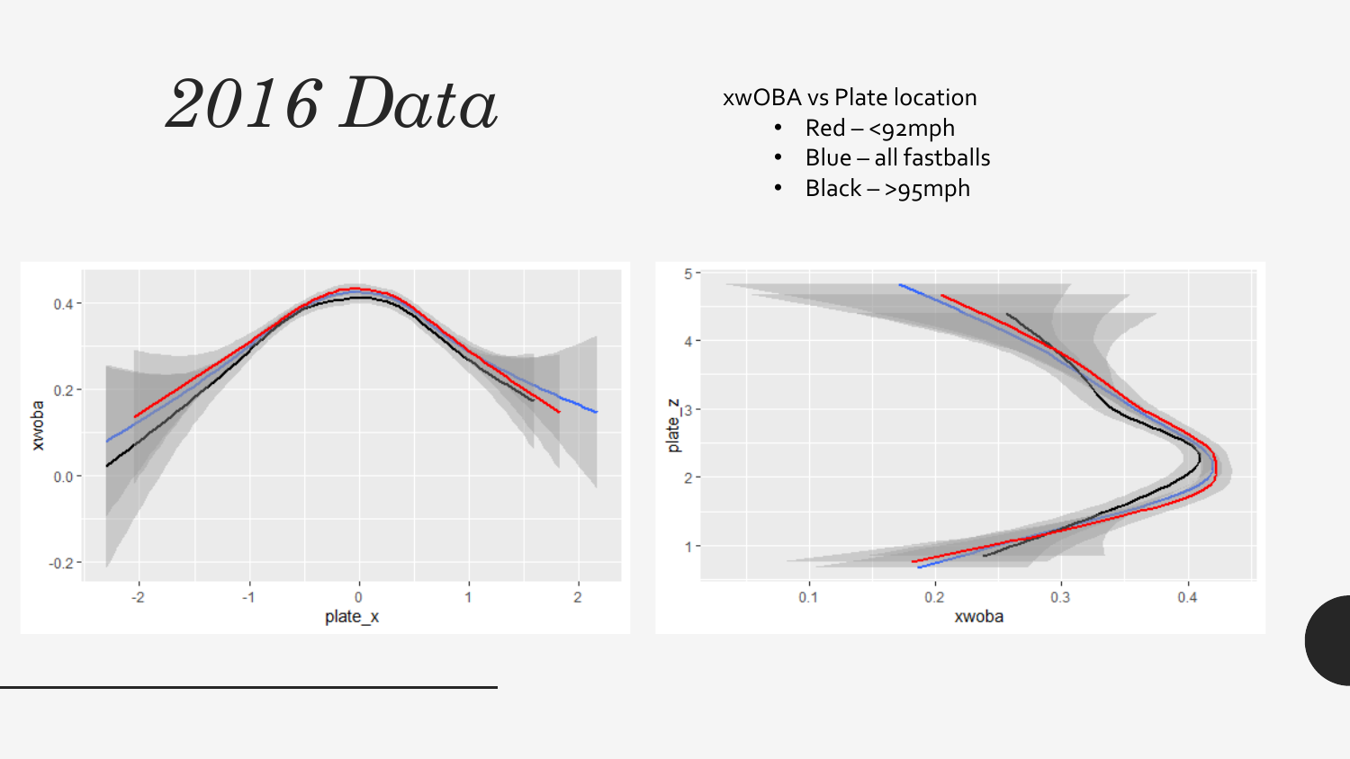# *2016 Data*

xwOBA vs Plate location

- Red – <92mph
- Blue – all fastballs
- Black – >95mph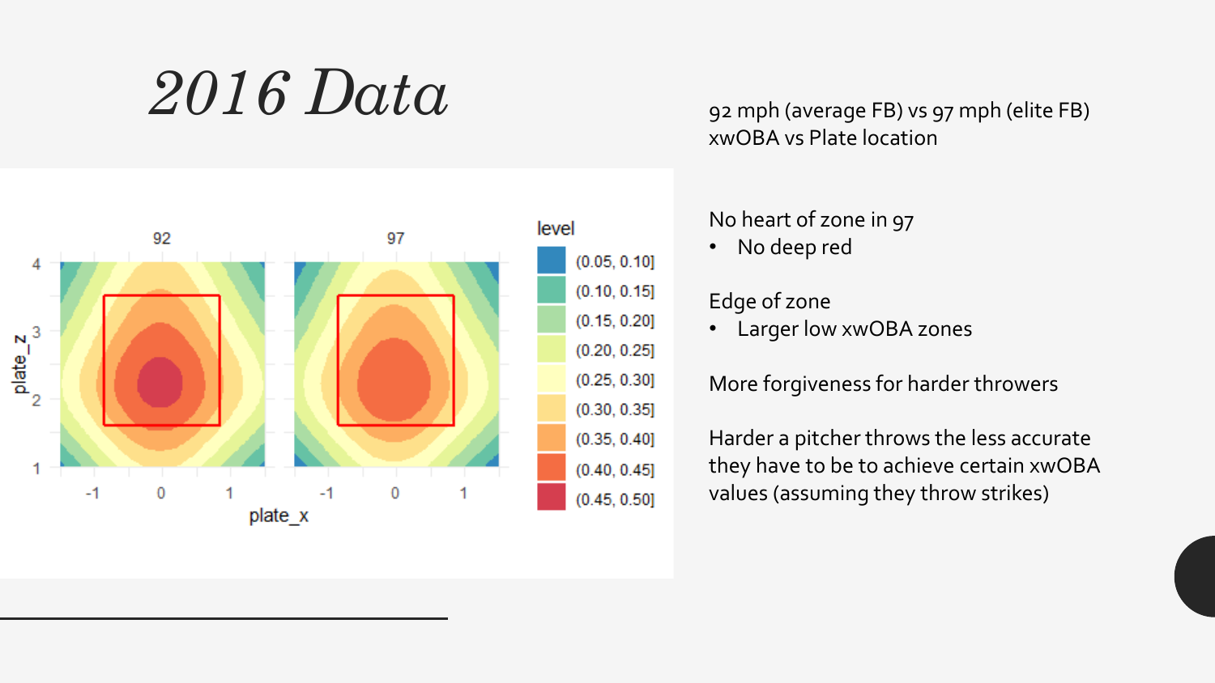# *2016 Data*

92 mph (average FB) vs 97 mph (elite FB)
xwOBA vs Plate location

No heart of zone in 97
- No deep red

Edge of zone
- Larger low xwOBA zones

More forgiveness for harder throwers

Harder a pitcher throws the less accurate they have to be to achieve certain xwOBA values (assuming they throw strikes)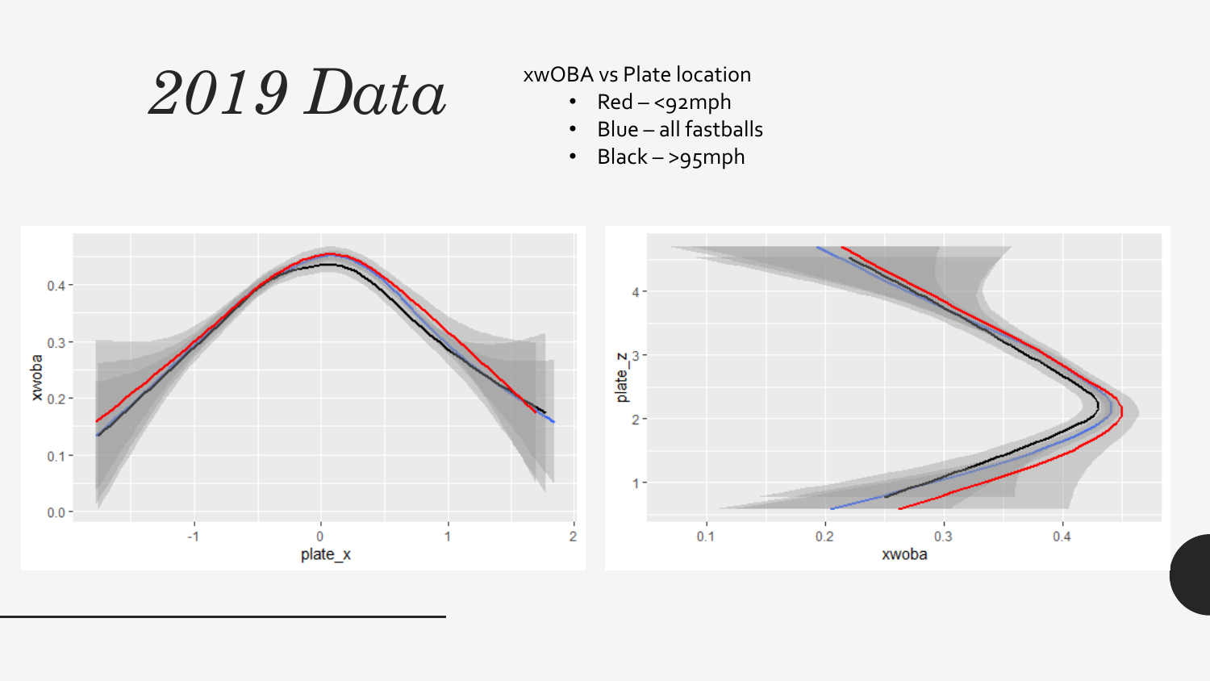# 2019 Data

xwOBA vs Plate location

- Red – <92mph
- Blue – all fastballs
- Black – >95mph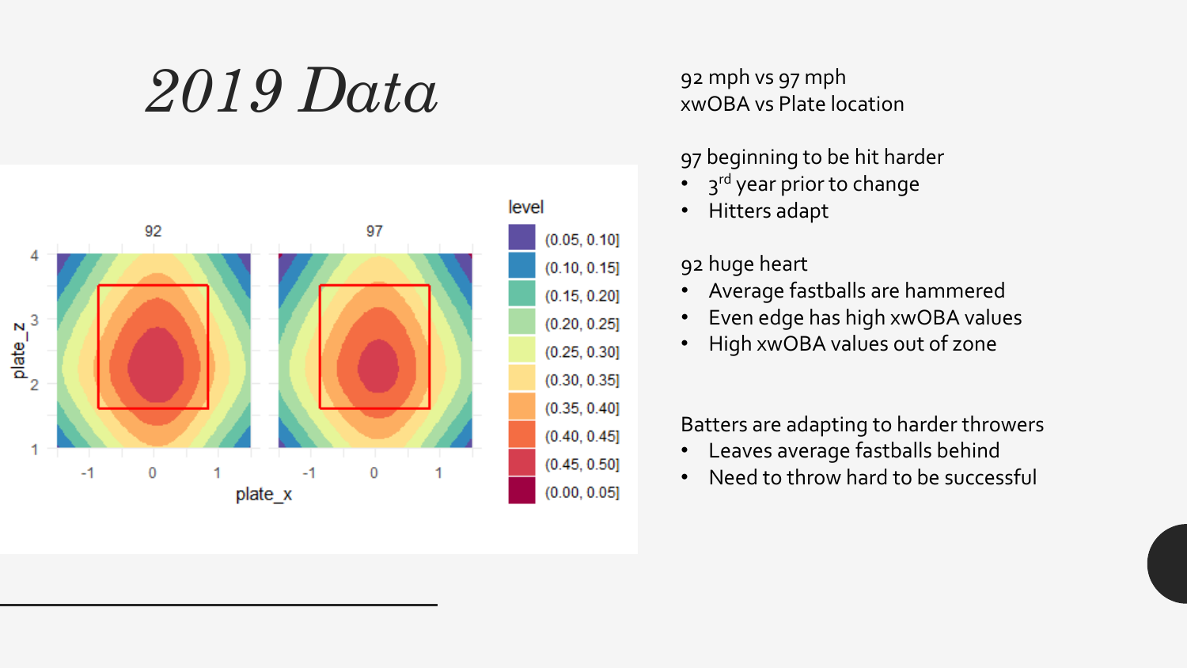# 2019 Data

92 mph vs 97 mph
xwOBA vs Plate location

97 beginning to be hit harder

- 3rd year prior to change
- Hitters adapt

92 huge heart

- Average fastballs are hammered
- Even edge has high xwOBA values
- High xwOBA values out of zone

Batters are adapting to harder throwers

- Leaves average fastballs behind
- Need to throw hard to be successful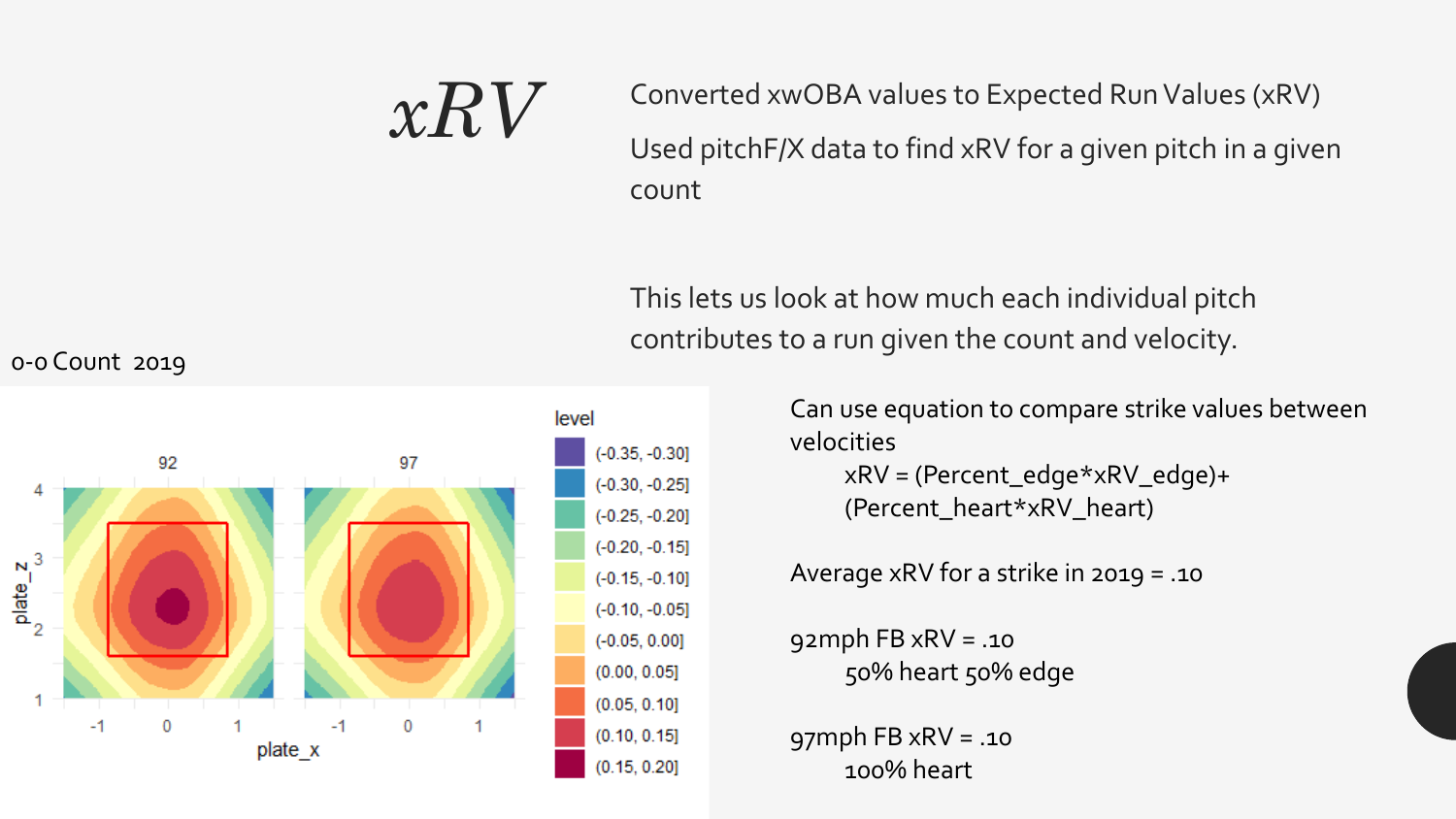# *xRV*

Converted xwOBA values to Expected Run Values (xRV)

Used pitchF/X data to find xRV for a given pitch in a given count

This lets us look at how much each individual pitch contributes to a run given the count and velocity.

0-0 Count 2019

Can use equation to compare strike values between velocities

$$xRV = (Percent\_edge * xRV\_edge) + (Percent\_heart * xRV\_heart)$$

Average xRV for a strike in 2019 = .10

92mph FB xRV = .10
50% heart 50% edge

97mph FB xRV = .10
100% heart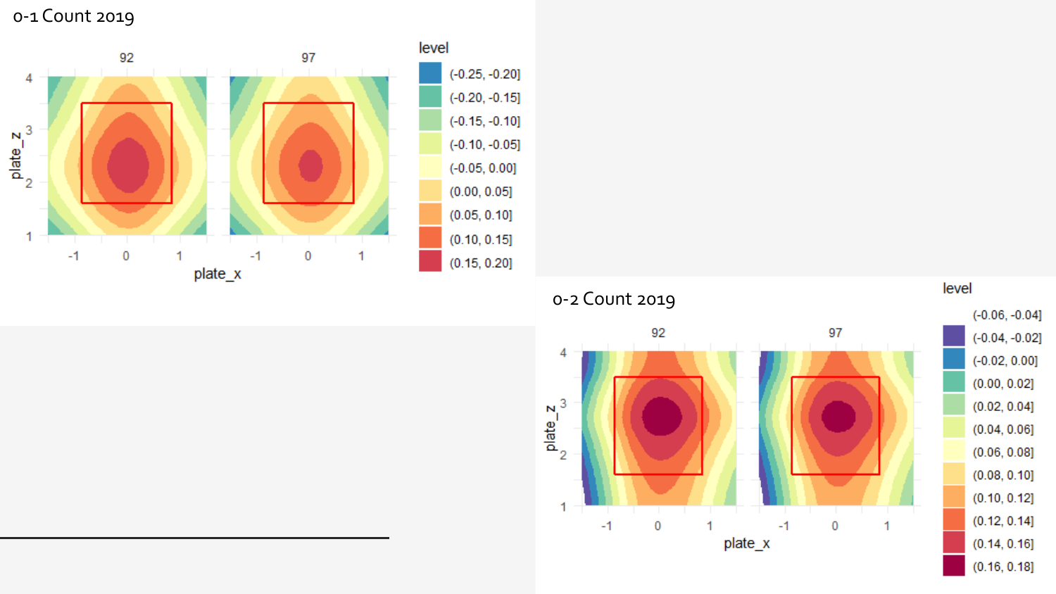## 0-1 Count 2019

## 0-2 Count 2019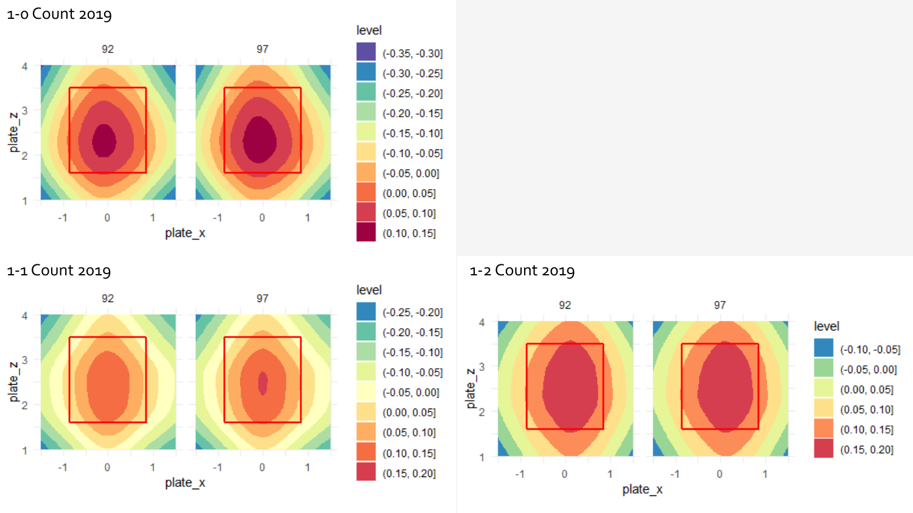1-0 Count 2019

1-1 Count 2019

1-2 Count 2019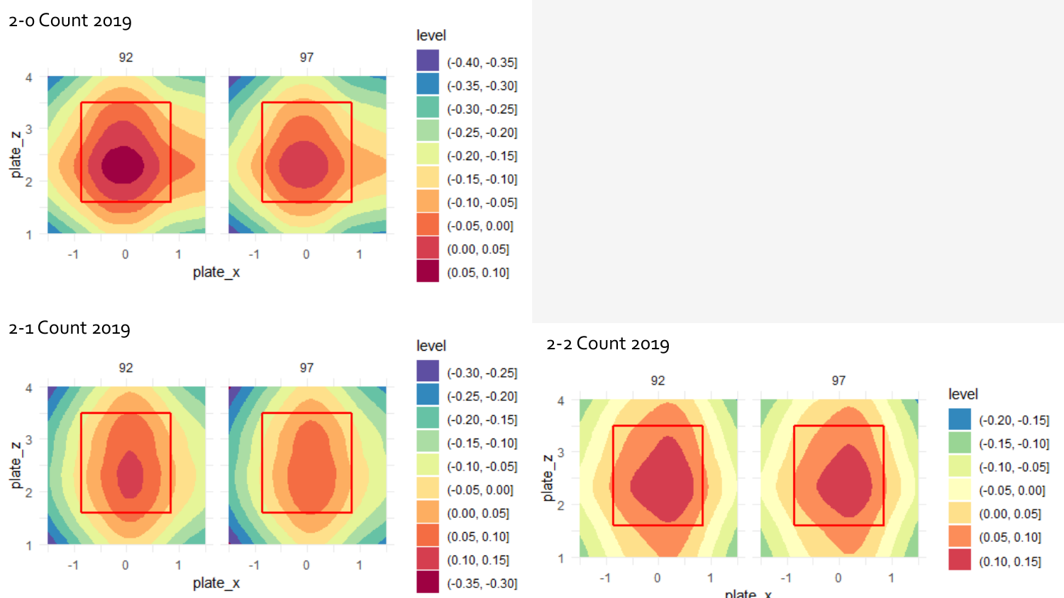2-0 Count 2019

2-1 Count 2019

2-2 Count 2019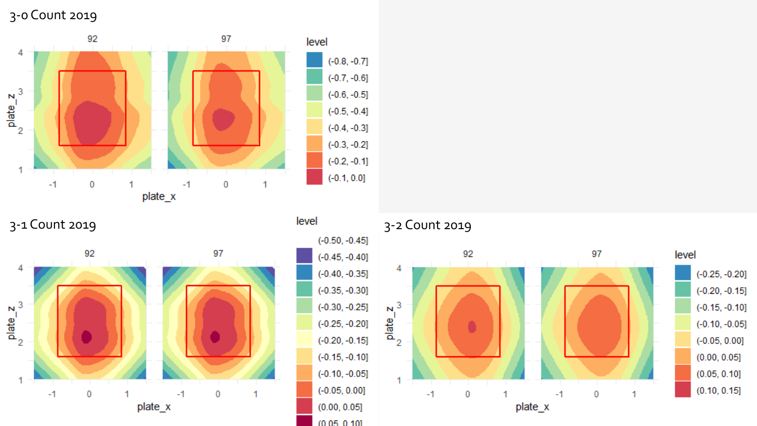3-0 Count 2019

3-1 Count 2019

3-2 Count 2019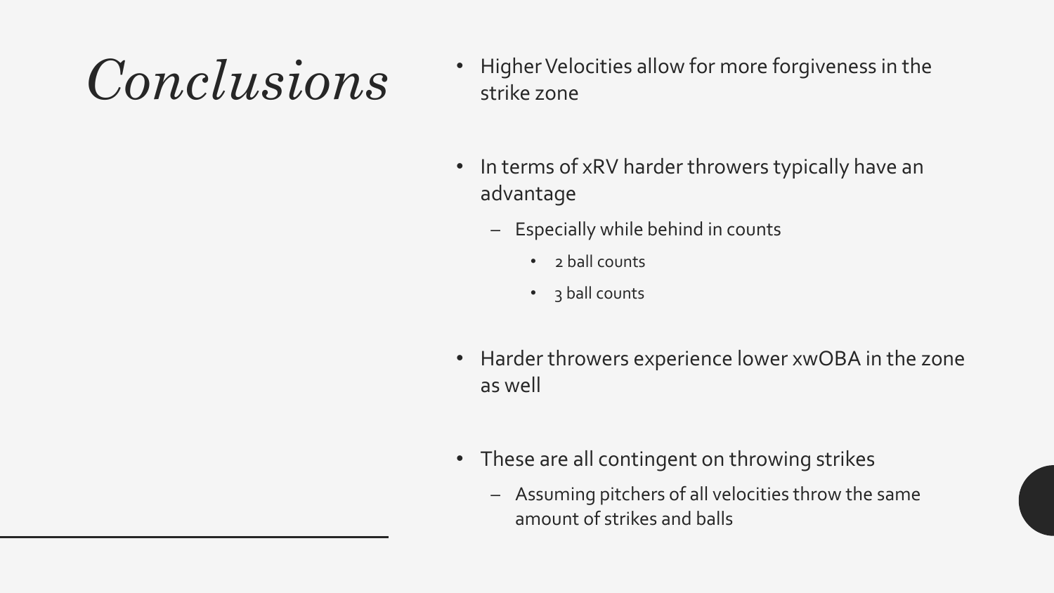# *Conclusions*

- Higher Velocities allow for more forgiveness in the strike zone
- In terms of xRV harder throwers typically have an advantage
  - Especially while behind in counts
    - 2 ball counts
    - 3 ball counts
- Harder throwers experience lower xwOBA in the zone as well
- These are all contingent on throwing strikes
  - Assuming pitchers of all velocities throw the same amount of strikes and balls